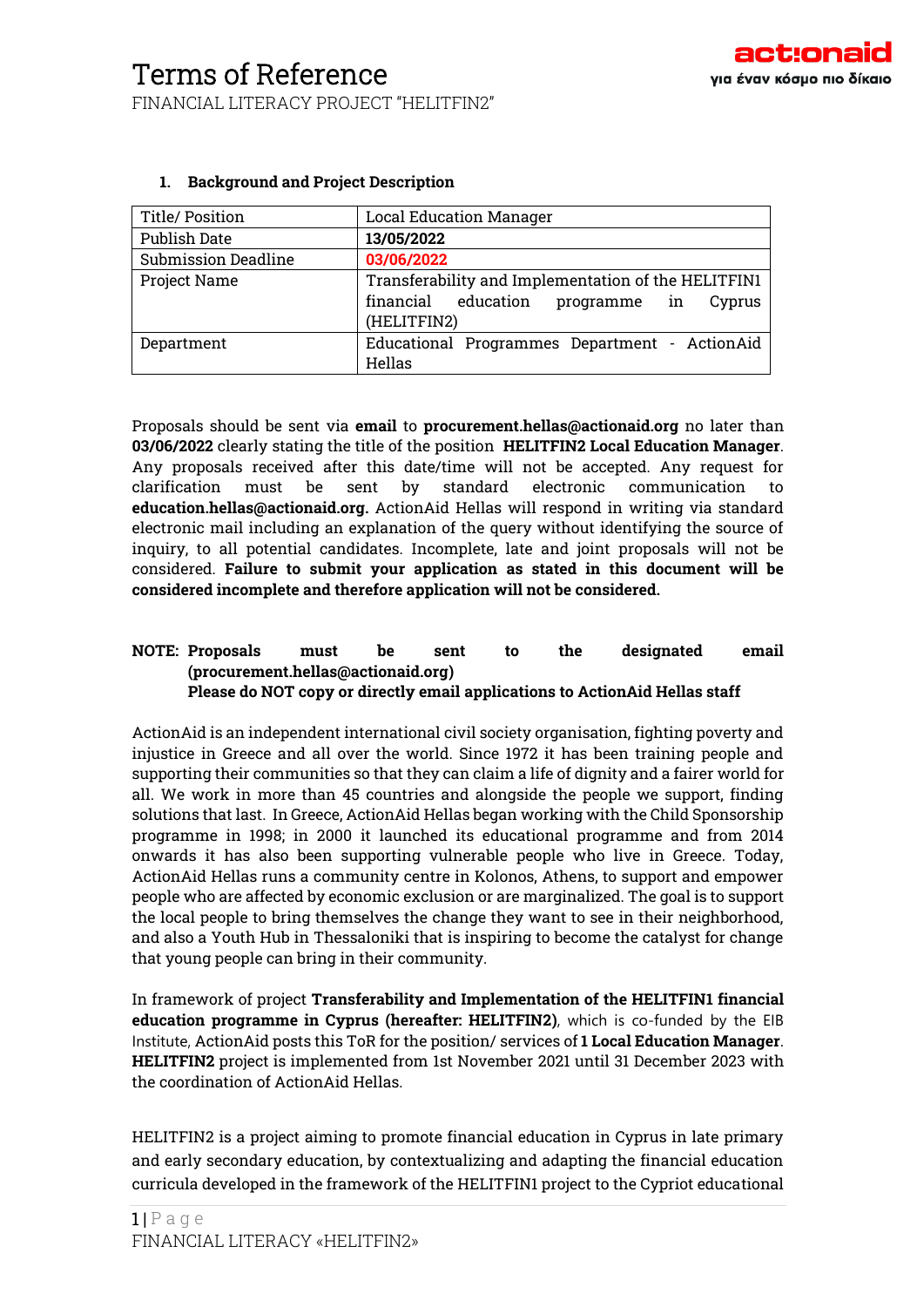# Terms of Reference

FINANCIAL LITERACY PROJECT "HELITFIN2"

## 1. Background and Project Description

| Title/ Position | Local Education Manager |
|---|---|
| Publish Date | **13/05/2022** |
| Submission Deadline | **03/06/2022** |
| Project Name | Transferability and Implementation of the HELITFIN1 financial education programme in Cyprus (HELITFIN2) |
| Department | Educational Programmes Department - ActionAid Hellas |

Proposals should be sent via **email** to **procurement.hellas@actionaid.org** no later than **03/06/2022** clearly stating the title of the position **HELITFIN2 Local Education Manager**. Any proposals received after this date/time will not be accepted. Any request for clarification must be sent by standard electronic communication to **education.hellas@actionaid.org.** ActionAid Hellas will respond in writing via standard electronic mail including an explanation of the query without identifying the source of inquiry, to all potential candidates. Incomplete, late and joint proposals will not be considered. **Failure to submit your application as stated in this document will be considered incomplete and therefore application will not be considered.**

**NOTE: Proposals must be sent to the designated email (procurement.hellas@actionaid.org)**
**Please do NOT copy or directly email applications to ActionAid Hellas staff**

ActionAid is an independent international civil society organisation, fighting poverty and injustice in Greece and all over the world. Since 1972 it has been training people and supporting their communities so that they can claim a life of dignity and a fairer world for all. We work in more than 45 countries and alongside the people we support, finding solutions that last. In Greece, ActionAid Hellas began working with the Child Sponsorship programme in 1998; in 2000 it launched its educational programme and from 2014 onwards it has also been supporting vulnerable people who live in Greece. Today, ActionAid Hellas runs a community centre in Kolonos, Athens, to support and empower people who are affected by economic exclusion or are marginalized. The goal is to support the local people to bring themselves the change they want to see in their neighborhood, and also a Youth Hub in Thessaloniki that is inspiring to become the catalyst for change that young people can bring in their community.

In framework of project **Transferability and Implementation of the HELITFIN1 financial education programme in Cyprus (hereafter: HELITFIN2)**, which is co-funded by the EIB Institute, ActionAid posts this ToR for the position/ services of **1 Local Education Manager**. **HELITFIN2** project is implemented from 1st November 2021 until 31 December 2023 with the coordination of ActionAid Hellas.

HELITFIN2 is a project aiming to promote financial education in Cyprus in late primary and early secondary education, by contextualizing and adapting the financial education curricula developed in the framework of the HELITFIN1 project to the Cypriot educational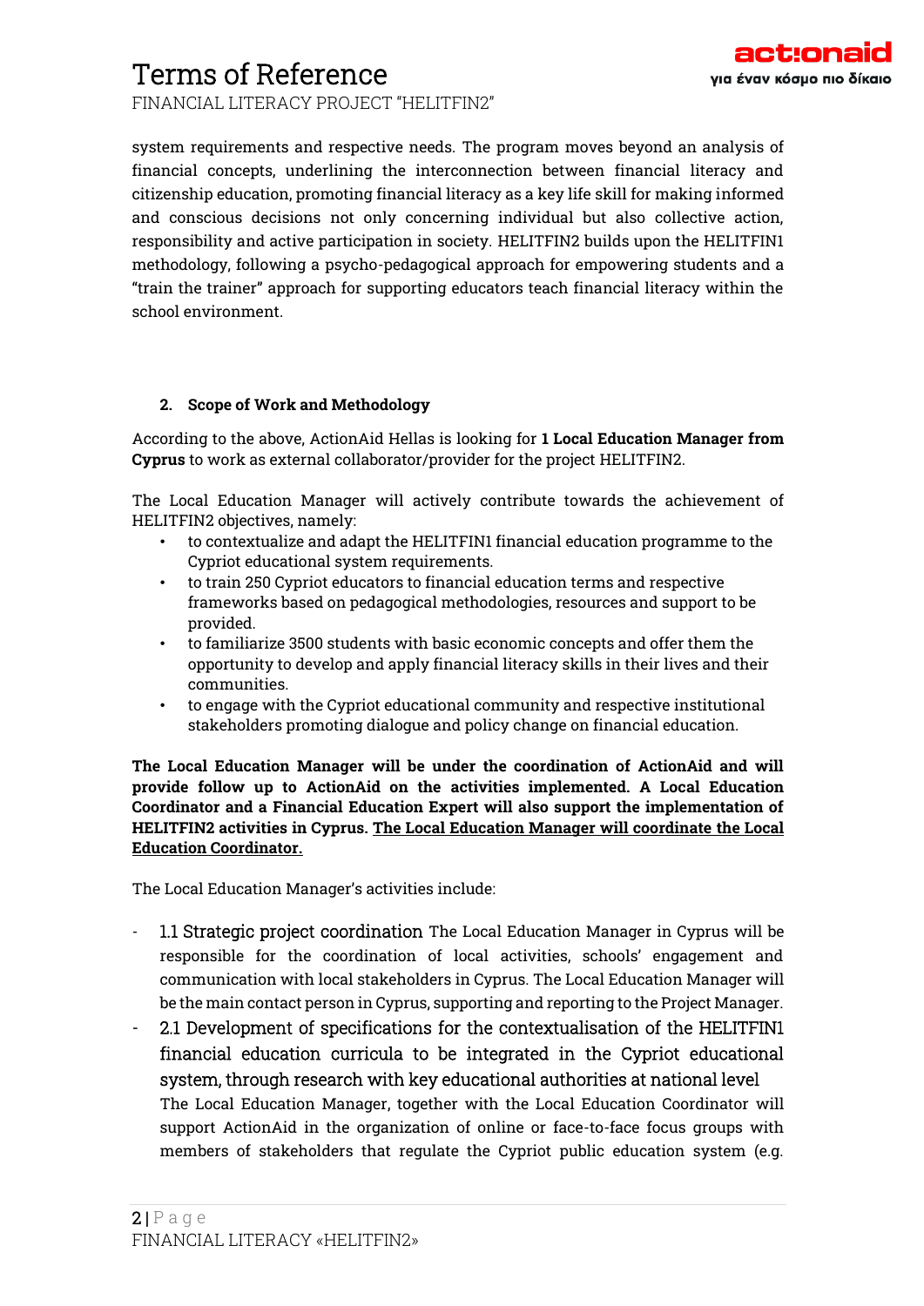system requirements and respective needs. The program moves beyond an analysis of financial concepts, underlining the interconnection between financial literacy and citizenship education, promoting financial literacy as a key life skill for making informed and conscious decisions not only concerning individual but also collective action, responsibility and active participation in society. HELITFIN2 builds upon the HELITFIN1 methodology, following a psycho-pedagogical approach for empowering students and a "train the trainer" approach for supporting educators teach financial literacy within the school environment.

## 2. Scope of Work and Methodology

According to the above, ActionAid Hellas is looking for **1 Local Education Manager from Cyprus** to work as external collaborator/provider for the project HELITFIN2.

The Local Education Manager will actively contribute towards the achievement of HELITFIN2 objectives, namely:

- to contextualize and adapt the HELITFIN1 financial education programme to the Cypriot educational system requirements.
- to train 250 Cypriot educators to financial education terms and respective frameworks based on pedagogical methodologies, resources and support to be provided.
- to familiarize 3500 students with basic economic concepts and offer them the opportunity to develop and apply financial literacy skills in their lives and their communities.
- to engage with the Cypriot educational community and respective institutional stakeholders promoting dialogue and policy change on financial education.

**The Local Education Manager will be under the coordination of ActionAid and will provide follow up to ActionAid on the activities implemented. A Local Education Coordinator and a Financial Education Expert will also support the implementation of HELITFIN2 activities in Cyprus. <u>The Local Education Manager will coordinate the Local Education Coordinator.</u>**

The Local Education Manager's activities include:

- 1.1 Strategic project coordination The Local Education Manager in Cyprus will be responsible for the coordination of local activities, schools' engagement and communication with local stakeholders in Cyprus. The Local Education Manager will be the main contact person in Cyprus, supporting and reporting to the Project Manager.
- 2.1 Development of specifications for the contextualisation of the HELITFIN1 financial education curricula to be integrated in the Cypriot educational system, through research with key educational authorities at national level
  The Local Education Manager, together with the Local Education Coordinator will support ActionAid in the organization of online or face-to-face focus groups with members of stakeholders that regulate the Cypriot public education system (e.g.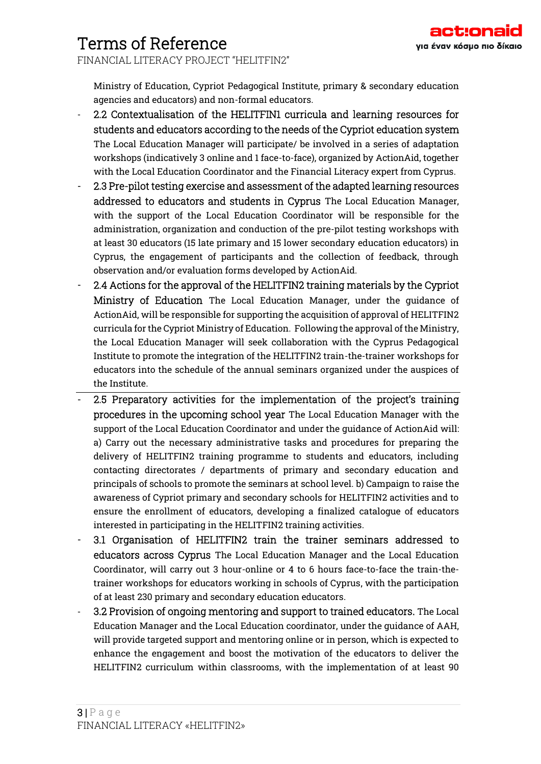Ministry of Education, Cypriot Pedagogical Institute, primary & secondary education agencies and educators) and non-formal educators.

- 2.2 Contextualisation of the HELITFIN1 curricula and learning resources for students and educators according to the needs of the Cypriot education system The Local Education Manager will participate/ be involved in a series of adaptation workshops (indicatively 3 online and 1 face-to-face), organized by ActionAid, together with the Local Education Coordinator and the Financial Literacy expert from Cyprus.
- 2.3 Pre-pilot testing exercise and assessment of the adapted learning resources addressed to educators and students in Cyprus The Local Education Manager, with the support of the Local Education Coordinator will be responsible for the administration, organization and conduction of the pre-pilot testing workshops with at least 30 educators (15 late primary and 15 lower secondary education educators) in Cyprus, the engagement of participants and the collection of feedback, through observation and/or evaluation forms developed by ActionAid.
- 2.4 Actions for the approval of the HELITFIN2 training materials by the Cypriot Ministry of Education The Local Education Manager, under the guidance of ActionAid, will be responsible for supporting the acquisition of approval of HELITFIN2 curricula for the Cypriot Ministry of Education. Following the approval of the Ministry, the Local Education Manager will seek collaboration with the Cyprus Pedagogical Institute to promote the integration of the HELITFIN2 train-the-trainer workshops for educators into the schedule of the annual seminars organized under the auspices of the Institute.
- 2.5 Preparatory activities for the implementation of the project's training procedures in the upcoming school year The Local Education Manager with the support of the Local Education Coordinator and under the guidance of ActionAid will: a) Carry out the necessary administrative tasks and procedures for preparing the delivery of HELITFIN2 training programme to students and educators, including contacting directorates / departments of primary and secondary education and principals of schools to promote the seminars at school level. b) Campaign to raise the awareness of Cypriot primary and secondary schools for HELITFIN2 activities and to ensure the enrollment of educators, developing a finalized catalogue of educators interested in participating in the HELITFIN2 training activities.
- 3.1 Organisation of HELITFIN2 train the trainer seminars addressed to educators across Cyprus The Local Education Manager and the Local Education Coordinator, will carry out 3 hour-online or 4 to 6 hours face-to-face the train-the-trainer workshops for educators working in schools of Cyprus, with the participation of at least 230 primary and secondary education educators.
- 3.2 Provision of ongoing mentoring and support to trained educators. The Local Education Manager and the Local Education coordinator, under the guidance of AAH, will provide targeted support and mentoring online or in person, which is expected to enhance the engagement and boost the motivation of the educators to deliver the HELITFIN2 curriculum within classrooms, with the implementation of at least 90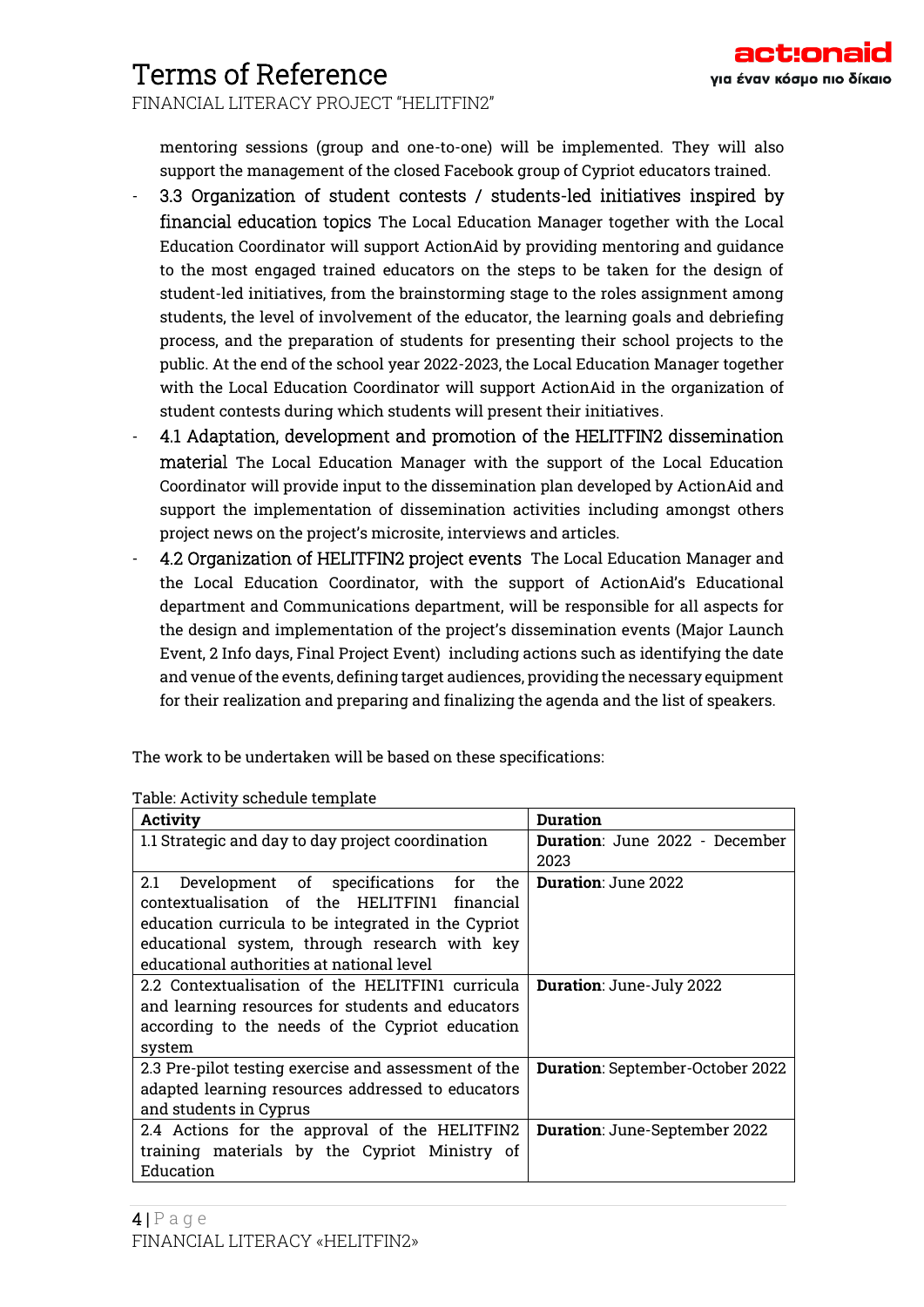mentoring sessions (group and one-to-one) will be implemented. They will also support the management of the closed Facebook group of Cypriot educators trained.

- 3.3 Organization of student contests / students-led initiatives inspired by financial education topics The Local Education Manager together with the Local Education Coordinator will support ActionAid by providing mentoring and guidance to the most engaged trained educators on the steps to be taken for the design of student-led initiatives, from the brainstorming stage to the roles assignment among students, the level of involvement of the educator, the learning goals and debriefing process, and the preparation of students for presenting their school projects to the public. At the end of the school year 2022-2023, the Local Education Manager together with the Local Education Coordinator will support ActionAid in the organization of student contests during which students will present their initiatives.
- 4.1 Adaptation, development and promotion of the HELITFIN2 dissemination material The Local Education Manager with the support of the Local Education Coordinator will provide input to the dissemination plan developed by ActionAid and support the implementation of dissemination activities including amongst others project news on the project's microsite, interviews and articles.
- 4.2 Organization of HELITFIN2 project events The Local Education Manager and the Local Education Coordinator, with the support of ActionAid's Educational department and Communications department, will be responsible for all aspects for the design and implementation of the project's dissemination events (Major Launch Event, 2 Info days, Final Project Event) including actions such as identifying the date and venue of the events, defining target audiences, providing the necessary equipment for their realization and preparing and finalizing the agenda and the list of speakers.

The work to be undertaken will be based on these specifications:

Table: Activity schedule template

| Activity | Duration |
|---|---|
| 1.1 Strategic and day to day project coordination | **Duration**: June 2022 - December 2023 |
| 2.1 Development of specifications for the contextualisation of the HELITFIN1 financial education curricula to be integrated in the Cypriot educational system, through research with key educational authorities at national level | **Duration**: June 2022 |
| 2.2 Contextualisation of the HELITFIN1 curricula and learning resources for students and educators according to the needs of the Cypriot education system | **Duration**: June-July 2022 |
| 2.3 Pre-pilot testing exercise and assessment of the adapted learning resources addressed to educators and students in Cyprus | **Duration**: September-October 2022 |
| 2.4 Actions for the approval of the HELITFIN2 training materials by the Cypriot Ministry of Education | **Duration**: June-September 2022 |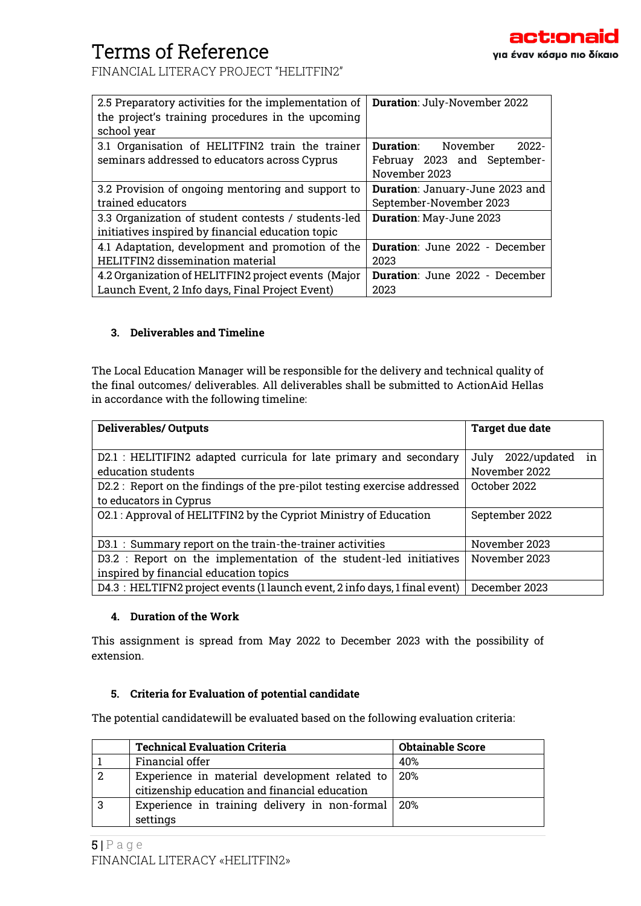| 2.5 Preparatory activities for the implementation of the project's training procedures in the upcoming school year | **Duration**: July-November 2022 |
|---|---|
| 3.1 Organisation of HELITFIN2 train the trainer seminars addressed to educators across Cyprus | **Duration**: November 2022-Februay 2023 and September-November 2023 |
| 3.2 Provision of ongoing mentoring and support to trained educators | **Duration**: January-June 2023 and September-November 2023 |
| 3.3 Organization of student contests / students-led initiatives inspired by financial education topic | **Duration**: May-June 2023 |
| 4.1 Adaptation, development and promotion of the HELITFIN2 dissemination material | **Duration**: June 2022 - December 2023 |
| 4.2 Organization of HELITFIN2 project events (Major Launch Event, 2 Info days, Final Project Event) | **Duration**: June 2022 - December 2023 |

### 3. Deliverables and Timeline

The Local Education Manager will be responsible for the delivery and technical quality of the final outcomes/ deliverables. All deliverables shall be submitted to ActionAid Hellas in accordance with the following timeline:

| Deliverables/ Outputs | Target due date |
|---|---|
| D2.1 : HELITIFIN2 adapted curricula for late primary and secondary education students | July 2022/updated in November 2022 |
| D2.2 : Report on the findings of the pre-pilot testing exercise addressed to educators in Cyprus | October 2022 |
| O2.1 : Approval of HELITFIN2 by the Cypriot Ministry of Education | September 2022 |
| D3.1 : Summary report on the train-the-trainer activities | November 2023 |
| D3.2 : Report on the implementation of the student-led initiatives inspired by financial education topics | November 2023 |
| D4.3 : HELTIFN2 project events (1 launch event, 2 info days, 1 final event) | December 2023 |

### 4. Duration of the Work

This assignment is spread from May 2022 to December 2023 with the possibility of extension.

### 5. Criteria for Evaluation of potential candidate

The potential candidatewill be evaluated based on the following evaluation criteria:

| | Technical Evaluation Criteria | Obtainable Score |
|---|---|---|
| 1 | Financial offer | 40% |
| 2 | Experience in material development related to citizenship education and financial education | 20% |
| 3 | Experience in training delivery in non-formal settings | 20% |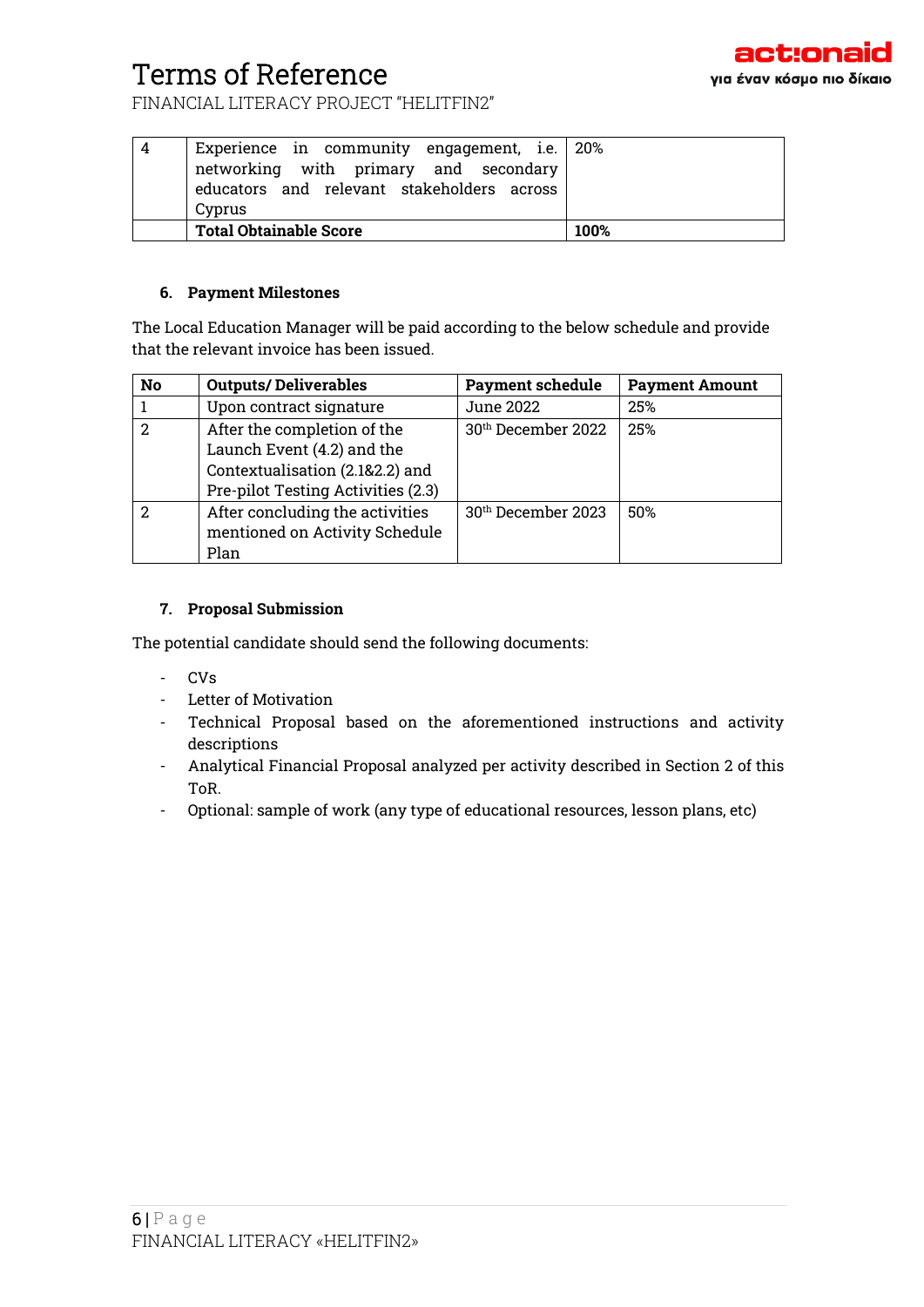| | | |
|---|---|---|
| 4 | Experience in community engagement, i.e. networking with primary and secondary educators and relevant stakeholders across Cyprus | 20% |
| | **Total Obtainable Score** | **100%** |

## 6. Payment Milestones

The Local Education Manager will be paid according to the below schedule and provide that the relevant invoice has been issued.

| No | Outputs/ Deliverables | Payment schedule | Payment Amount |
|---|---|---|---|
| 1 | Upon contract signature | June 2022 | 25% |
| 2 | After the completion of the Launch Event (4.2) and the Contextualisation (2.1&2.2) and Pre-pilot Testing Activities (2.3) | 30th December 2022 | 25% |
| 2 | After concluding the activities mentioned on Activity Schedule Plan | 30th December 2023 | 50% |

## 7. Proposal Submission

The potential candidate should send the following documents:

- CVs
- Letter of Motivation
- Technical Proposal based on the aforementioned instructions and activity descriptions
- Analytical Financial Proposal analyzed per activity described in Section 2 of this ToR.
- Optional: sample of work (any type of educational resources, lesson plans, etc)